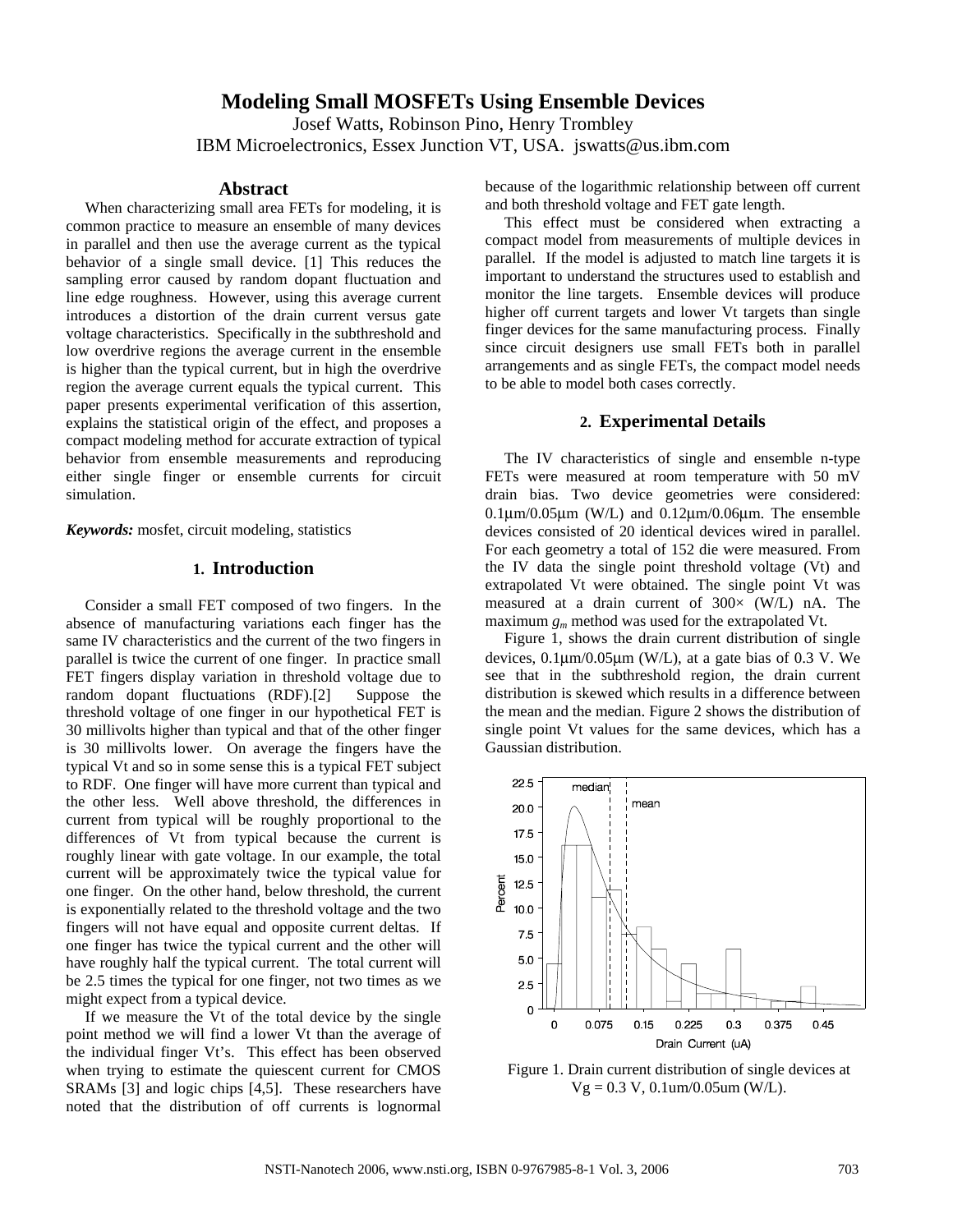# Modeling Small MOSFETs Using Ensemble Devices

Josef Watts, Robinson Pino, Henry Trombley

IBM Microelectronics, Essex Junction VT, USA. jswatts@us.ibm.com

## Abstract

When characterizing small area FETs for modeling, it is common practice to measure an ensemble of many devices in parallel and then use the average current as the typical behavior of a single small device. [1] This reduces the sampling error caused by random dopant fluctuation and line edge roughness. However, using this average current introduces a distortion of the drain current versus gate voltage characteristics. Specifically in the subthreshold and low overdrive regions the average current in the ensemble is higher than the typical current, but in high the overdrive region the average current equals the typical current. This paper presents experimental verification of this assertion, explains the statistical origin of the effect, and proposes a compact modeling method for accurate extraction of typical behavior from ensemble measurements and reproducing either single finger or ensemble currents for circuit simulation.

***Keywords:*** mosfet, circuit modeling, statistics

## 1. Introduction

Consider a small FET composed of two fingers. In the absence of manufacturing variations each finger has the same IV characteristics and the current of the two fingers in parallel is twice the current of one finger. In practice small FET fingers display variation in threshold voltage due to random dopant fluctuations (RDF).[2] Suppose the threshold voltage of one finger in our hypothetical FET is 30 millivolts higher than typical and that of the other finger is 30 millivolts lower. On average the fingers have the typical Vt and so in some sense this is a typical FET subject to RDF. One finger will have more current than typical and the other less. Well above threshold, the differences in current from typical will be roughly proportional to the differences of Vt from typical because the current is roughly linear with gate voltage. In our example, the total current will be approximately twice the typical value for one finger. On the other hand, below threshold, the current is exponentially related to the threshold voltage and the two fingers will not have equal and opposite current deltas. If one finger has twice the typical current and the other will have roughly half the typical current. The total current will be 2.5 times the typical for one finger, not two times as we might expect from a typical device.

If we measure the Vt of the total device by the single point method we will find a lower Vt than the average of the individual finger Vt's. This effect has been observed when trying to estimate the quiescent current for CMOS SRAMs [3] and logic chips [4,5]. These researchers have noted that the distribution of off currents is lognormal because of the logarithmic relationship between off current and both threshold voltage and FET gate length.

This effect must be considered when extracting a compact model from measurements of multiple devices in parallel. If the model is adjusted to match line targets it is important to understand the structures used to establish and monitor the line targets. Ensemble devices will produce higher off current targets and lower Vt targets than single finger devices for the same manufacturing process. Finally since circuit designers use small FETs both in parallel arrangements and as single FETs, the compact model needs to be able to model both cases correctly.

## 2. Experimental Details

The IV characteristics of single and ensemble n-type FETs were measured at room temperature with 50 mV drain bias. Two device geometries were considered: 0.1μm/0.05μm (W/L) and 0.12μm/0.06μm. The ensemble devices consisted of 20 identical devices wired in parallel. For each geometry a total of 152 die were measured. From the IV data the single point threshold voltage (Vt) and extrapolated Vt were obtained. The single point Vt was measured at a drain current of 300× (W/L) nA. The maximum $g_m$ method was used for the extrapolated Vt.

Figure 1, shows the drain current distribution of single devices, 0.1μm/0.05μm (W/L), at a gate bias of 0.3 V. We see that in the subthreshold region, the drain current distribution is skewed which results in a difference between the mean and the median. Figure 2 shows the distribution of single point Vt values for the same devices, which has a Gaussian distribution.

Figure 1. Drain current distribution of single devices at Vg = 0.3 V, 0.1um/0.05um (W/L).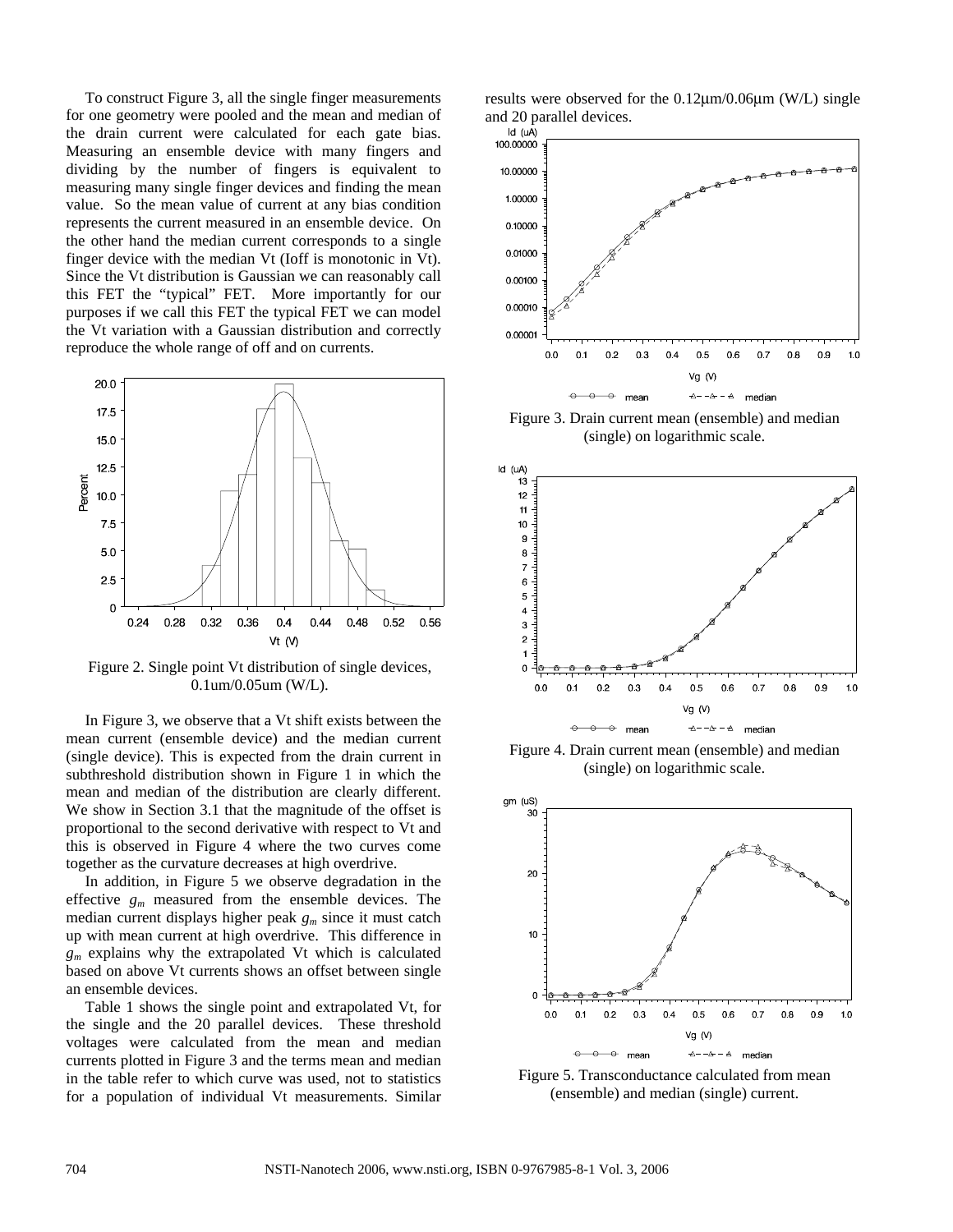To construct Figure 3, all the single finger measurements for one geometry were pooled and the mean and median of the drain current were calculated for each gate bias. Measuring an ensemble device with many fingers and dividing by the number of fingers is equivalent to measuring many single finger devices and finding the mean value. So the mean value of current at any bias condition represents the current measured in an ensemble device. On the other hand the median current corresponds to a single finger device with the median Vt (Ioff is monotonic in Vt). Since the Vt distribution is Gaussian we can reasonably call this FET the "typical" FET. More importantly for our purposes if we call this FET the typical FET we can model the Vt variation with a Gaussian distribution and correctly reproduce the whole range of off and on currents.

Figure 2. Single point Vt distribution of single devices, 0.1um/0.05um (W/L).

In Figure 3, we observe that a Vt shift exists between the mean current (ensemble device) and the median current (single device). This is expected from the drain current in subthreshold distribution shown in Figure 1 in which the mean and median of the distribution are clearly different. We show in Section 3.1 that the magnitude of the offset is proportional to the second derivative with respect to Vt and this is observed in Figure 4 where the two curves come together as the curvature decreases at high overdrive.

In addition, in Figure 5 we observe degradation in the effective $g_m$ measured from the ensemble devices. The median current displays higher peak $g_m$ since it must catch up with mean current at high overdrive. This difference in $g_m$ explains why the extrapolated Vt which is calculated based on above Vt currents shows an offset between single an ensemble devices.

Table 1 shows the single point and extrapolated Vt, for the single and the 20 parallel devices. These threshold voltages were calculated from the mean and median currents plotted in Figure 3 and the terms mean and median in the table refer to which curve was used, not to statistics for a population of individual Vt measurements. Similar results were observed for the 0.12μm/0.06μm (W/L) single and 20 parallel devices.

Figure 3. Drain current mean (ensemble) and median (single) on logarithmic scale.

Figure 4. Drain current mean (ensemble) and median (single) on logarithmic scale.

Figure 5. Transconductance calculated from mean (ensemble) and median (single) current.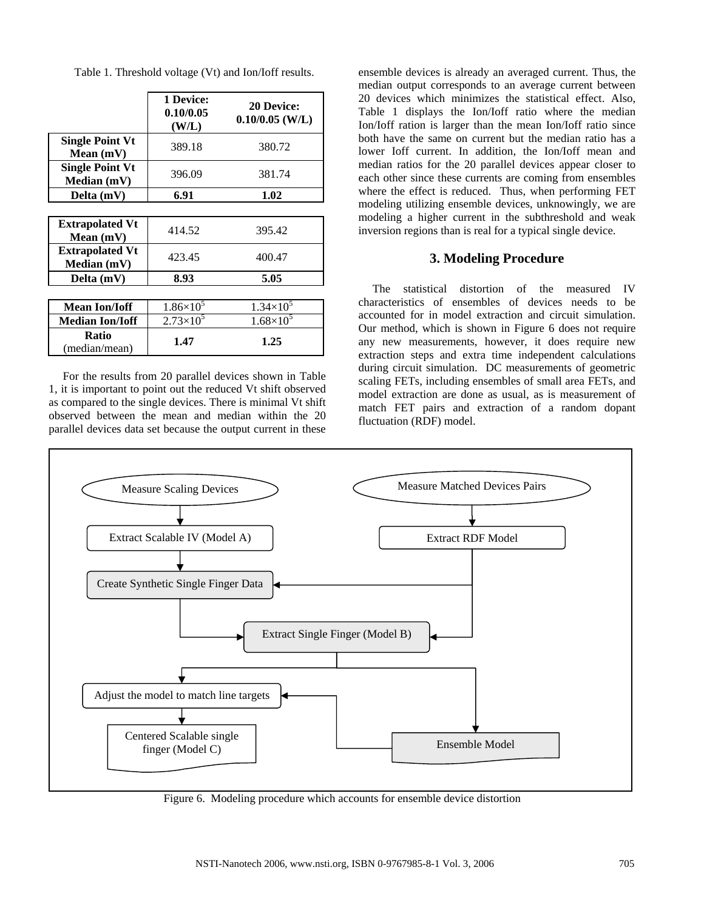Table 1. Threshold voltage (Vt) and Ion/Ioff results.

| | 1 Device: 0.10/0.05 (W/L) | 20 Device: 0.10/0.05 (W/L) |
|---|---|---|
| **Single Point Vt Mean (mV)** | 389.18 | 380.72 |
| **Single Point Vt Median (mV)** | 396.09 | 381.74 |
| **Delta (mV)** | **6.91** | **1.02** |
| **Extrapolated Vt Mean (mV)** | 414.52 | 395.42 |
| **Extrapolated Vt Median (mV)** | 423.45 | 400.47 |
| **Delta (mV)** | **8.93** | **5.05** |
| **Mean Ion/Ioff** | $1.86\times10^5$ | $1.34\times10^5$ |
| **Median Ion/Ioff** | $2.73\times10^5$ | $1.68\times10^5$ |
| **Ratio** (median/mean) | **1.47** | **1.25** |

For the results from 20 parallel devices shown in Table 1, it is important to point out the reduced Vt shift observed as compared to the single devices. There is minimal Vt shift observed between the mean and median within the 20 parallel devices data set because the output current in these ensemble devices is already an averaged current. Thus, the median output corresponds to an average current between 20 devices which minimizes the statistical effect. Also, Table 1 displays the Ion/Ioff ratio where the median Ion/Ioff ratio is larger than the mean Ion/Ioff ratio since both have the same on current but the median ratio has a lower Ioff current. In addition, the Ion/Ioff mean and median ratios for the 20 parallel devices appear closer to each other since these currents are coming from ensembles where the effect is reduced. Thus, when performing FET modeling utilizing ensemble devices, unknowingly, we are modeling a higher current in the subthreshold and weak inversion regions than is real for a typical single device.

## 3. Modeling Procedure

The statistical distortion of the measured IV characteristics of ensembles of devices needs to be accounted for in model extraction and circuit simulation. Our method, which is shown in Figure 6 does not require any new measurements, however, it does require new extraction steps and extra time independent calculations during circuit simulation. DC measurements of geometric scaling FETs, including ensembles of small area FETs, and model extraction are done as usual, as is measurement of match FET pairs and extraction of a random dopant fluctuation (RDF) model.

```
Measure Scaling Devices                    Measure Matched Devices Pairs
        |                                           |
Extract Scalable IV (Model A)              Extract RDF Model
        |                                           |
Create Synthetic Single Finger Data  <--------------|
        |                                           |
        +--> Extract Single Finger (Model B) <------+
                        |
        +---------------+---------------+
        |                               |
Adjust the model to match line targets <-- Ensemble Model
        |
Centered Scalable single finger (Model C)
```

Figure 6. Modeling procedure which accounts for ensemble device distortion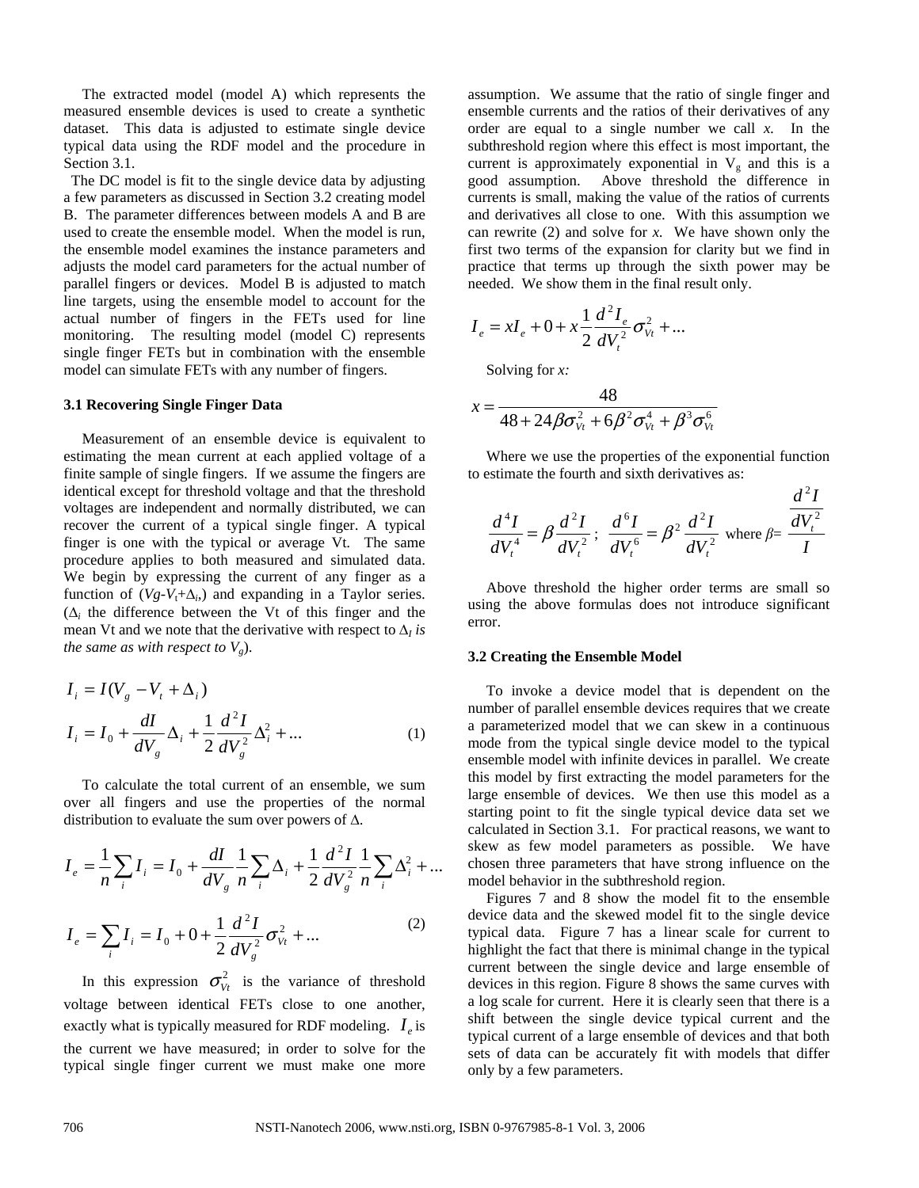The extracted model (model A) which represents the measured ensemble devices is used to create a synthetic dataset. This data is adjusted to estimate single device typical data using the RDF model and the procedure in Section 3.1.

The DC model is fit to the single device data by adjusting a few parameters as discussed in Section 3.2 creating model B. The parameter differences between models A and B are used to create the ensemble model. When the model is run, the ensemble model examines the instance parameters and adjusts the model card parameters for the actual number of parallel fingers or devices. Model B is adjusted to match line targets, using the ensemble model to account for the actual number of fingers in the FETs used for line monitoring. The resulting model (model C) represents single finger FETs but in combination with the ensemble model can simulate FETs with any number of fingers.

### 3.1 Recovering Single Finger Data

Measurement of an ensemble device is equivalent to estimating the mean current at each applied voltage of a finite sample of single fingers. If we assume the fingers are identical except for threshold voltage and that the threshold voltages are independent and normally distributed, we can recover the current of a typical single finger. A typical finger is one with the typical or average Vt. The same procedure applies to both measured and simulated data. We begin by expressing the current of any finger as a function of ($Vg$-$V_t$+$\Delta_i$) and expanding in a Taylor series. ($\Delta_i$ the difference between the Vt of this finger and the mean Vt and we note that the derivative with respect to $\Delta_I$ *is the same as with respect to* $V_g$).

$$I_i = I(V_g - V_t + \Delta_i)$$

$$I_i = I_0 + \frac{dI}{dV_g}\Delta_i + \frac{1}{2}\frac{d^2 I}{dV_g^2}\Delta_i^2 + ... \tag{1}$$

To calculate the total current of an ensemble, we sum over all fingers and use the properties of the normal distribution to evaluate the sum over powers of $\Delta$.

$$I_e = \frac{1}{n}\sum_i I_i = I_0 + \frac{dI}{dV_g}\frac{1}{n}\sum_i \Delta_i + \frac{1}{2}\frac{d^2 I}{dV_g^2}\frac{1}{n}\sum_i \Delta_i^2 + ...$$

$$I_e = \sum_i I_i = I_0 + 0 + \frac{1}{2}\frac{d^2 I}{dV_g^2}\sigma_{Vt}^2 + ... \tag{2}$$

In this expression $\sigma_{Vt}^2$ is the variance of threshold voltage between identical FETs close to one another, exactly what is typically measured for RDF modeling. $I_e$ is the current we have measured; in order to solve for the typical single finger current we must make one more assumption. We assume that the ratio of single finger and ensemble currents and the ratios of their derivatives of any order are equal to a single number we call *x*. In the subthreshold region where this effect is most important, the current is approximately exponential in $V_g$ and this is a good assumption. Above threshold the difference in currents is small, making the value of the ratios of currents and derivatives all close to one. With this assumption we can rewrite (2) and solve for *x*. We have shown only the first two terms of the expansion for clarity but we find in practice that terms up through the sixth power may be needed. We show them in the final result only.

$$I_e = xI_e + 0 + x\frac{1}{2}\frac{d^2 I_e}{dV_t^2}\sigma_{Vt}^2 + ...$$

Solving for *x:*

$$x = \frac{48}{48 + 24\beta\sigma_{Vt}^2 + 6\beta^2\sigma_{Vt}^4 + \beta^3\sigma_{Vt}^6}$$

Where we use the properties of the exponential function to estimate the fourth and sixth derivatives as:

$$\frac{d^4 I}{dV_t^4} = \beta\frac{d^2 I}{dV_t^2}\,;\;\; \frac{d^6 I}{dV_t^6} = \beta^2\frac{d^2 I}{dV_t^2} \;\text{ where } \beta = \frac{\frac{d^2 I}{dV_t^2}}{I}$$

Above threshold the higher order terms are small so using the above formulas does not introduce significant error.

### 3.2 Creating the Ensemble Model

To invoke a device model that is dependent on the number of parallel ensemble devices requires that we create a parameterized model that we can skew in a continuous mode from the typical single device model to the typical ensemble model with infinite devices in parallel. We create this model by first extracting the model parameters for the large ensemble of devices. We then use this model as a starting point to fit the single typical device data set we calculated in Section 3.1. For practical reasons, we want to skew as few model parameters as possible. We have chosen three parameters that have strong influence on the model behavior in the subthreshold region.

Figures 7 and 8 show the model fit to the ensemble device data and the skewed model fit to the single device typical data. Figure 7 has a linear scale for current to highlight the fact that there is minimal change in the typical current between the single device and large ensemble of devices in this region. Figure 8 shows the same curves with a log scale for current. Here it is clearly seen that there is a shift between the single device typical current and the typical current of a large ensemble of devices and that both sets of data can be accurately fit with models that differ only by a few parameters.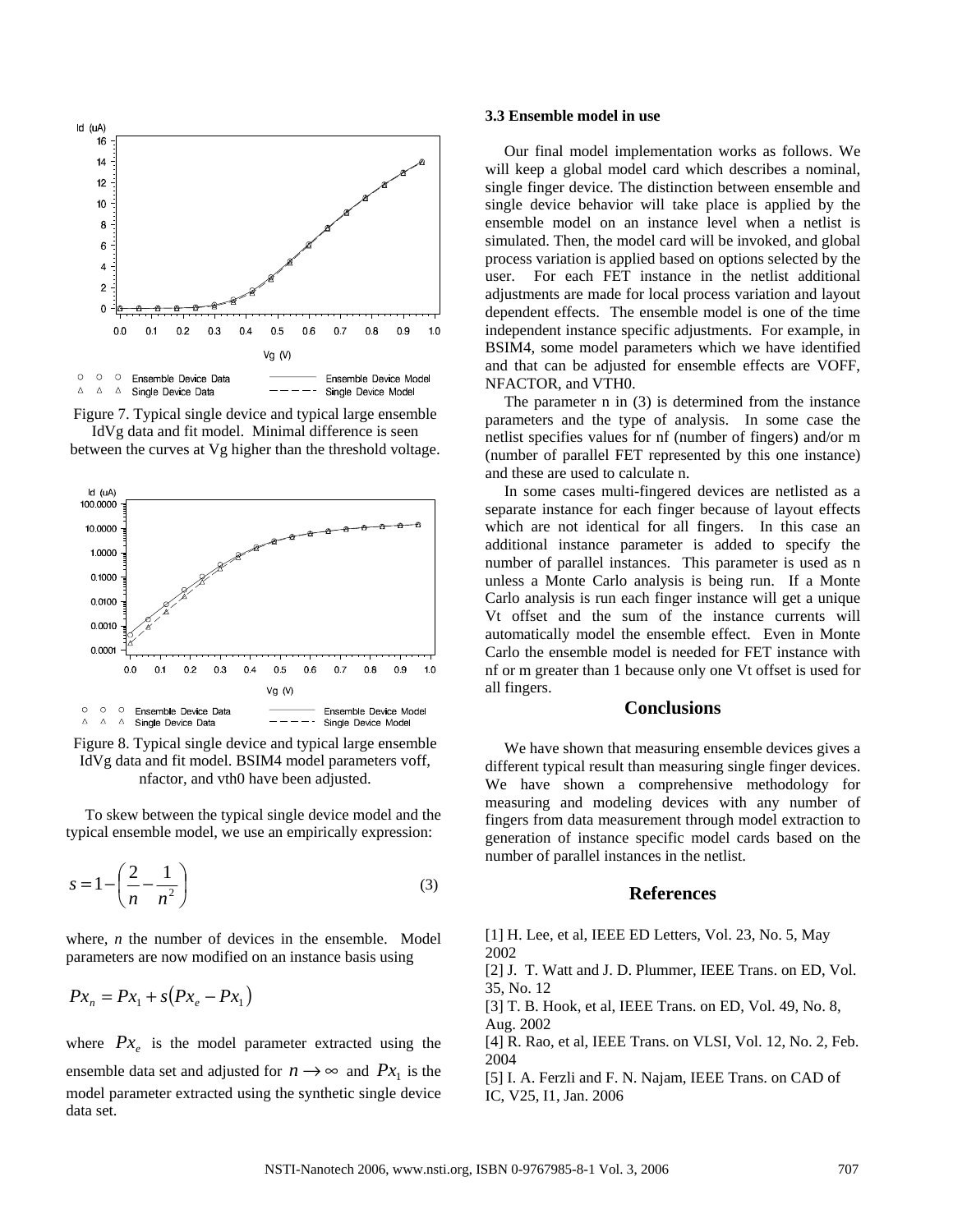Id (uA)
16
14
12
10
8
6
4
2
0
0.0 0.1 0.2 0.3 0.4 0.5 0.6 0.7 0.8 0.9 1.0
Vg (V)
Ensemble Device Data
Single Device Data
Ensemble Device Model
Single Device Model

Figure 7. Typical single device and typical large ensemble IdVg data and fit model. Minimal difference is seen between the curves at Vg higher than the threshold voltage.

Id (uA)
100.0000
10.0000
1.0000
0.1000
0.0100
0.0010
0.0001
0.0 0.1 0.2 0.3 0.4 0.5 0.6 0.7 0.8 0.9 1.0
Vg (V)
Ensemble Device Data
Single Device Data
Ensemble Device Model
Single Device Model

Figure 8. Typical single device and typical large ensemble IdVg data and fit model. BSIM4 model parameters voff, nfactor, and vth0 have been adjusted.

To skew between the typical single device model and the typical ensemble model, we use an empirically expression:

$$s = 1 - \left( \frac{2}{n} - \frac{1}{n^2} \right) \tag{3}$$

where, $n$ the number of devices in the ensemble. Model parameters are now modified on an instance basis using

$$Px_n = Px_1 + s\left(Px_e - Px_1\right)$$

where $Px_e$ is the model parameter extracted using the ensemble data set and adjusted for $n \rightarrow \infty$ and $Px_1$ is the model parameter extracted using the synthetic single device data set.

### 3.3 Ensemble model in use

Our final model implementation works as follows. We will keep a global model card which describes a nominal, single finger device. The distinction between ensemble and single device behavior will take place is applied by the ensemble model on an instance level when a netlist is simulated. Then, the model card will be invoked, and global process variation is applied based on options selected by the user. For each FET instance in the netlist additional adjustments are made for local process variation and layout dependent effects. The ensemble model is one of the time independent instance specific adjustments. For example, in BSIM4, some model parameters which we have identified and that can be adjusted for ensemble effects are VOFF, NFACTOR, and VTH0.

The parameter n in (3) is determined from the instance parameters and the type of analysis. In some case the netlist specifies values for nf (number of fingers) and/or m (number of parallel FET represented by this one instance) and these are used to calculate n.

In some cases multi-fingered devices are netlisted as a separate instance for each finger because of layout effects which are not identical for all fingers. In this case an additional instance parameter is added to specify the number of parallel instances. This parameter is used as n unless a Monte Carlo analysis is being run. If a Monte Carlo analysis is run each finger instance will get a unique Vt offset and the sum of the instance currents will automatically model the ensemble effect. Even in Monte Carlo the ensemble model is needed for FET instance with nf or m greater than 1 because only one Vt offset is used for all fingers.

## Conclusions

We have shown that measuring ensemble devices gives a different typical result than measuring single finger devices. We have shown a comprehensive methodology for measuring and modeling devices with any number of fingers from data measurement through model extraction to generation of instance specific model cards based on the number of parallel instances in the netlist.

## References

[1] H. Lee, et al, IEEE ED Letters, Vol. 23, No. 5, May 2002

[2] J. T. Watt and J. D. Plummer, IEEE Trans. on ED, Vol. 35, No. 12

[3] T. B. Hook, et al, IEEE Trans. on ED, Vol. 49, No. 8, Aug. 2002

[4] R. Rao, et al, IEEE Trans. on VLSI, Vol. 12, No. 2, Feb. 2004

[5] I. A. Ferzli and F. N. Najam, IEEE Trans. on CAD of IC, V25, I1, Jan. 2006